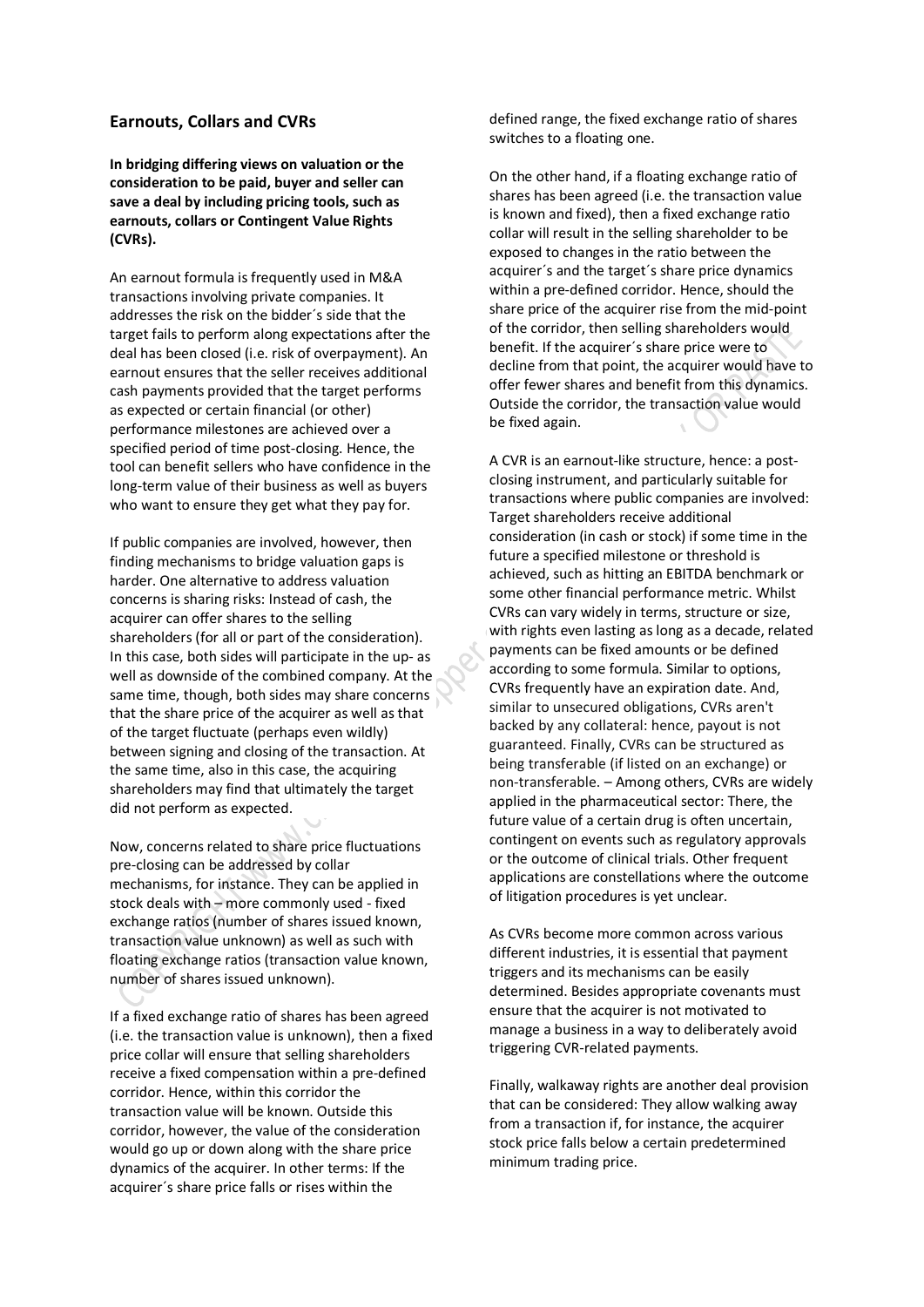## Earnouts, Collars and CVRs

**In bridging differing views on valuation or the consideration to be paid, buyer and seller can save a deal by including pricing tools, such as earnouts, collars or Contingent Value Rights (CVRs).**

An earnout formula is frequently used in M&A transactions involving private companies. It addresses the risk on the bidder´s side that the target fails to perform along expectations after the deal has been closed (i.e. risk of overpayment). An earnout ensures that the seller receives additional cash payments provided that the target performs as expected or certain financial (or other) performance milestones are achieved over a specified period of time post-closing. Hence, the tool can benefit sellers who have confidence in the long-term value of their business as well as buyers who want to ensure they get what they pay for.

If public companies are involved, however, then finding mechanisms to bridge valuation gaps is harder. One alternative to address valuation concerns is sharing risks: Instead of cash, the acquirer can offer shares to the selling shareholders (for all or part of the consideration). In this case, both sides will participate in the up- as well as downside of the combined company. At the same time, though, both sides may share concerns that the share price of the acquirer as well as that of the target fluctuate (perhaps even wildly) between signing and closing of the transaction. At the same time, also in this case, the acquiring shareholders may find that ultimately the target did not perform as expected.

Now, concerns related to share price fluctuations pre-closing can be addressed by collar mechanisms, for instance. They can be applied in stock deals with – more commonly used - fixed exchange ratios (number of shares issued known, transaction value unknown) as well as such with floating exchange ratios (transaction value known, number of shares issued unknown).

If a fixed exchange ratio of shares has been agreed (i.e. the transaction value is unknown), then a fixed price collar will ensure that selling shareholders receive a fixed compensation within a pre-defined corridor. Hence, within this corridor the transaction value will be known. Outside this corridor, however, the value of the consideration would go up or down along with the share price dynamics of the acquirer. In other terms: If the acquirer´s share price falls or rises within the defined range, the fixed exchange ratio of shares switches to a floating one.

On the other hand, if a floating exchange ratio of shares has been agreed (i.e. the transaction value is known and fixed), then a fixed exchange ratio collar will result in the selling shareholder to be exposed to changes in the ratio between the acquirer´s and the target´s share price dynamics within a pre-defined corridor. Hence, should the share price of the acquirer rise from the mid-point of the corridor, then selling shareholders would benefit. If the acquirer´s share price were to decline from that point, the acquirer would have to offer fewer shares and benefit from this dynamics. Outside the corridor, the transaction value would be fixed again.

A CVR is an earnout-like structure, hence: a post-closing instrument, and particularly suitable for transactions where public companies are involved: Target shareholders receive additional consideration (in cash or stock) if some time in the future a specified milestone or threshold is achieved, such as hitting an EBITDA benchmark or some other financial performance metric. Whilst CVRs can vary widely in terms, structure or size, with rights even lasting as long as a decade, related payments can be fixed amounts or be defined according to some formula. Similar to options, CVRs frequently have an expiration date. And, similar to unsecured obligations, CVRs aren't backed by any collateral: hence, payout is not guaranteed. Finally, CVRs can be structured as being transferable (if listed on an exchange) or non-transferable. – Among others, CVRs are widely applied in the pharmaceutical sector: There, the future value of a certain drug is often uncertain, contingent on events such as regulatory approvals or the outcome of clinical trials. Other frequent applications are constellations where the outcome of litigation procedures is yet unclear.

As CVRs become more common across various different industries, it is essential that payment triggers and its mechanisms can be easily determined. Besides appropriate covenants must ensure that the acquirer is not motivated to manage a business in a way to deliberately avoid triggering CVR-related payments.

Finally, walkaway rights are another deal provision that can be considered: They allow walking away from a transaction if, for instance, the acquirer stock price falls below a certain predetermined minimum trading price.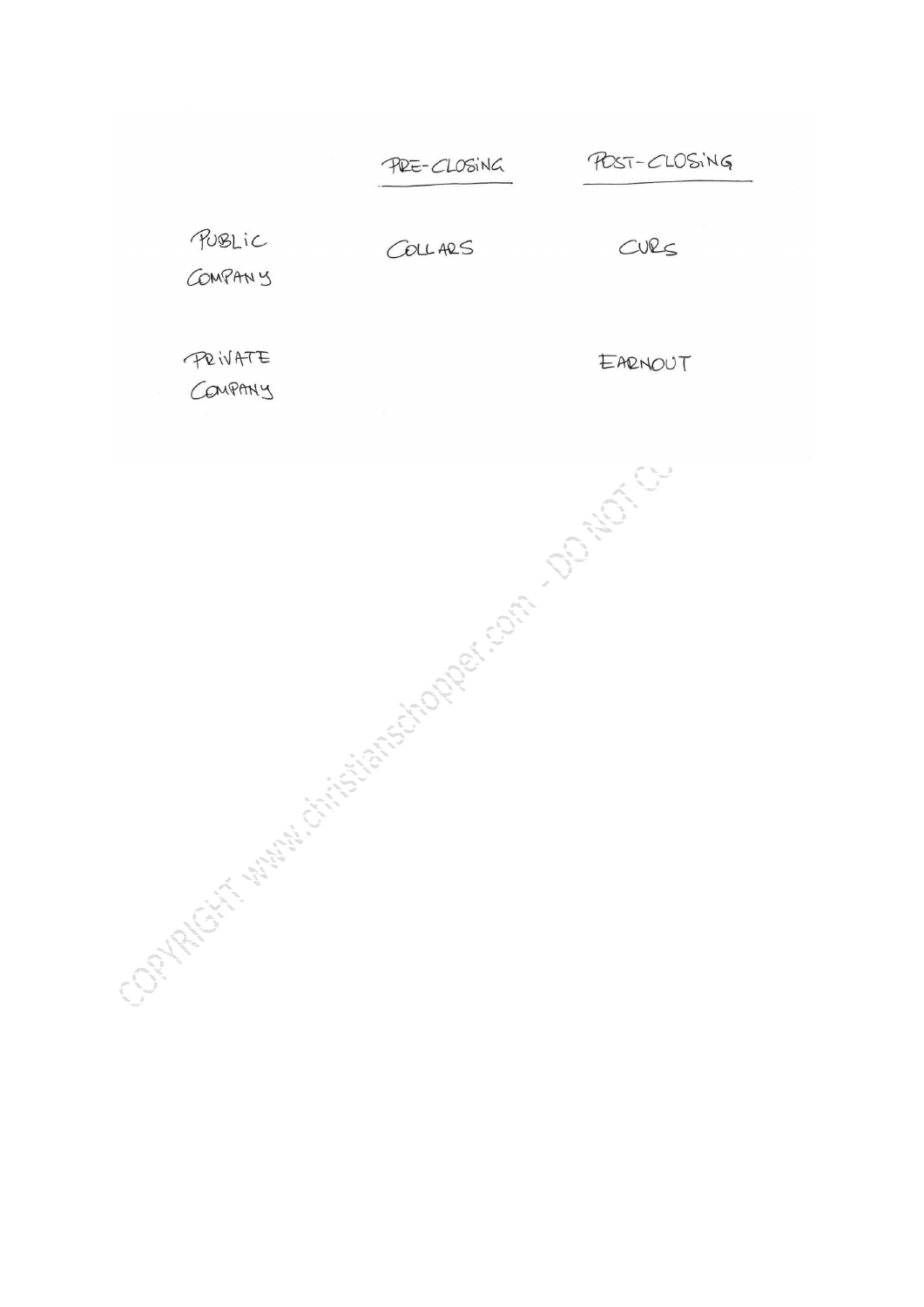| | PRE-CLOSING | POST-CLOSING |
|---|---|---|
| PUBLIC COMPANY | COLLARS | CVRS |
| PRIVATE COMPANY | | EARNOUT |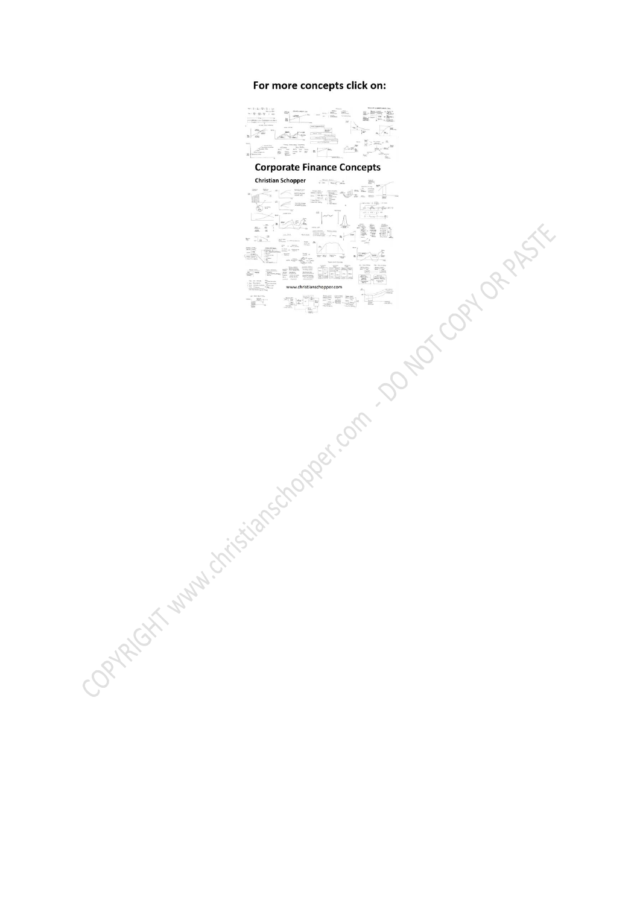**For more concepts click on:**

**Corporate Finance Concepts**

**Christian Schopper**

www.christianschopper.com